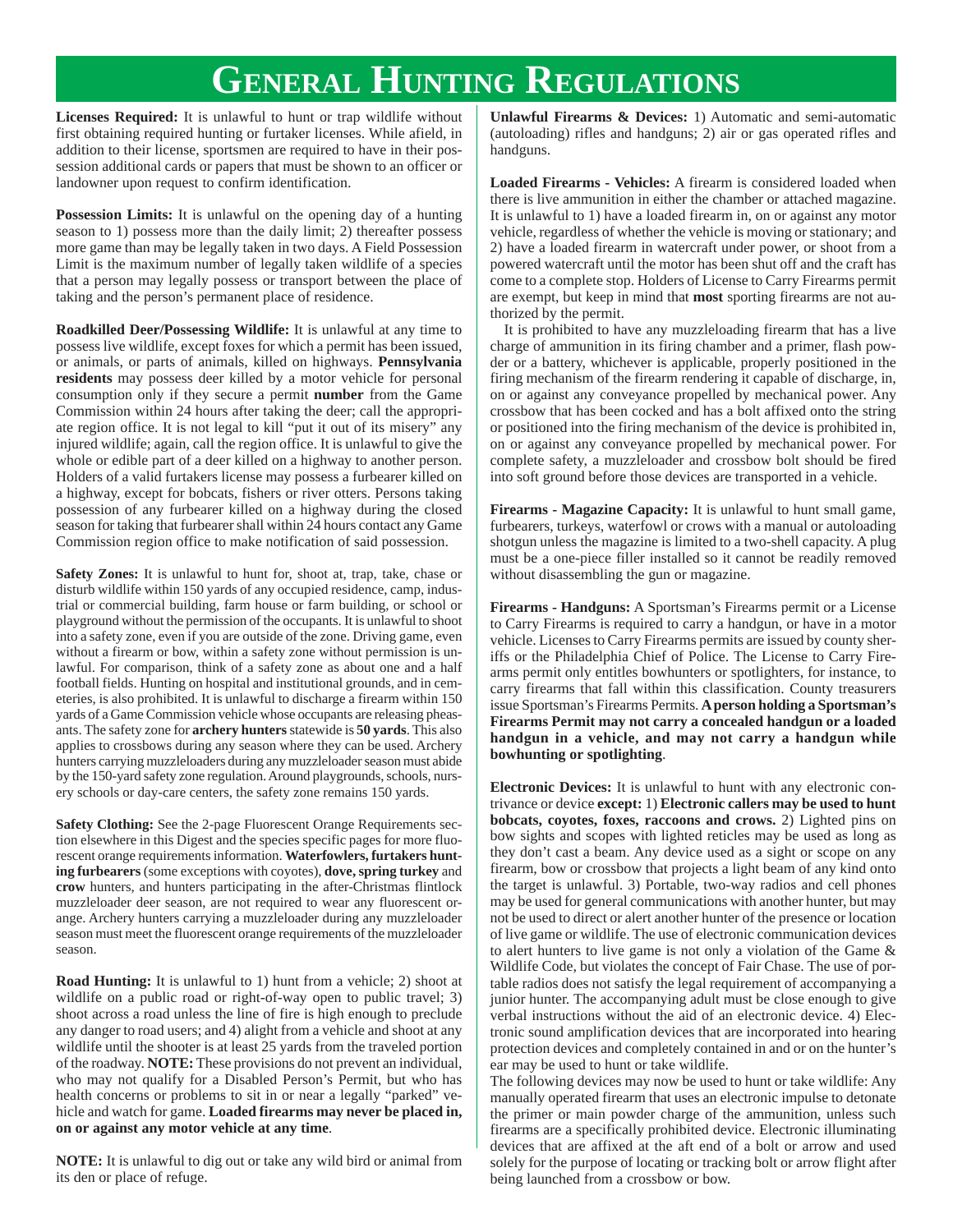# General Hunting Regulations

**Licenses Required:** It is unlawful to hunt or trap wildlife without first obtaining required hunting or furtaker licenses. While afield, in addition to their license, sportsmen are required to have in their possession additional cards or papers that must be shown to an officer or landowner upon request to confirm identification.

**Possession Limits:** It is unlawful on the opening day of a hunting season to 1) possess more than the daily limit; 2) thereafter possess more game than may be legally taken in two days. A Field Possession Limit is the maximum number of legally taken wildlife of a species that a person may legally possess or transport between the place of taking and the person's permanent place of residence.

**Roadkilled Deer/Possessing Wildlife:** It is unlawful at any time to possess live wildlife, except foxes for which a permit has been issued, or animals, or parts of animals, killed on highways. **Pennsylvania residents** may possess deer killed by a motor vehicle for personal consumption only if they secure a permit **number** from the Game Commission within 24 hours after taking the deer; call the appropriate region office. It is not legal to kill "put it out of its misery" any injured wildlife; again, call the region office. It is unlawful to give the whole or edible part of a deer killed on a highway to another person. Holders of a valid furtakers license may possess a furbearer killed on a highway, except for bobcats, fishers or river otters. Persons taking possession of any furbearer killed on a highway during the closed season for taking that furbearer shall within 24 hours contact any Game Commission region office to make notification of said possession.

**Safety Zones:** It is unlawful to hunt for, shoot at, trap, take, chase or disturb wildlife within 150 yards of any occupied residence, camp, industrial or commercial building, farm house or farm building, or school or playground without the permission of the occupants. It is unlawful to shoot into a safety zone, even if you are outside of the zone. Driving game, even without a firearm or bow, within a safety zone without permission is unlawful. For comparison, think of a safety zone as about one and a half football fields. Hunting on hospital and institutional grounds, and in cemeteries, is also prohibited. It is unlawful to discharge a firearm within 150 yards of a Game Commission vehicle whose occupants are releasing pheasants. The safety zone for **archery hunters** statewide is **50 yards**. This also applies to crossbows during any season where they can be used. Archery hunters carrying muzzleloaders during any muzzleloader season must abide by the 150-yard safety zone regulation. Around playgrounds, schools, nursery schools or day-care centers, the safety zone remains 150 yards.

**Safety Clothing:** See the 2-page Fluorescent Orange Requirements section elsewhere in this Digest and the species specific pages for more fluorescent orange requirements information. **Waterfowlers, furtakers hunting furbearers** (some exceptions with coyotes), **dove, spring turkey** and **crow** hunters, and hunters participating in the after-Christmas flintlock muzzleloader deer season, are not required to wear any fluorescent orange. Archery hunters carrying a muzzleloader during any muzzleloader season must meet the fluorescent orange requirements of the muzzleloader season.

**Road Hunting:** It is unlawful to 1) hunt from a vehicle; 2) shoot at wildlife on a public road or right-of-way open to public travel; 3) shoot across a road unless the line of fire is high enough to preclude any danger to road users; and 4) alight from a vehicle and shoot at any wildlife until the shooter is at least 25 yards from the traveled portion of the roadway. **NOTE:** These provisions do not prevent an individual, who may not qualify for a Disabled Person's Permit, but who has health concerns or problems to sit in or near a legally "parked" vehicle and watch for game. **Loaded firearms may never be placed in, on or against any motor vehicle at any time**.

**NOTE:** It is unlawful to dig out or take any wild bird or animal from its den or place of refuge.

**Unlawful Firearms & Devices:** 1) Automatic and semi-automatic (autoloading) rifles and handguns; 2) air or gas operated rifles and handguns.

**Loaded Firearms - Vehicles:** A firearm is considered loaded when there is live ammunition in either the chamber or attached magazine. It is unlawful to 1) have a loaded firearm in, on or against any motor vehicle, regardless of whether the vehicle is moving or stationary; and 2) have a loaded firearm in watercraft under power, or shoot from a powered watercraft until the motor has been shut off and the craft has come to a complete stop. Holders of License to Carry Firearms permit are exempt, but keep in mind that **most** sporting firearms are not authorized by the permit.

It is prohibited to have any muzzleloading firearm that has a live charge of ammunition in its firing chamber and a primer, flash powder or a battery, whichever is applicable, properly positioned in the firing mechanism of the firearm rendering it capable of discharge, in, on or against any conveyance propelled by mechanical power. Any crossbow that has been cocked and has a bolt affixed onto the string or positioned into the firing mechanism of the device is prohibited in, on or against any conveyance propelled by mechanical power. For complete safety, a muzzleloader and crossbow bolt should be fired into soft ground before those devices are transported in a vehicle.

**Firearms - Magazine Capacity:** It is unlawful to hunt small game, furbearers, turkeys, waterfowl or crows with a manual or autoloading shotgun unless the magazine is limited to a two-shell capacity. A plug must be a one-piece filler installed so it cannot be readily removed without disassembling the gun or magazine.

**Firearms - Handguns:** A Sportsman's Firearms permit or a License to Carry Firearms is required to carry a handgun, or have in a motor vehicle. Licenses to Carry Firearms permits are issued by county sheriffs or the Philadelphia Chief of Police. The License to Carry Firearms permit only entitles bowhunters or spotlighters, for instance, to carry firearms that fall within this classification. County treasurers issue Sportsman's Firearms Permits. **A person holding a Sportsman's Firearms Permit may not carry a concealed handgun or a loaded handgun in a vehicle, and may not carry a handgun while bowhunting or spotlighting**.

**Electronic Devices:** It is unlawful to hunt with any electronic contrivance or device **except:** 1) **Electronic callers may be used to hunt bobcats, coyotes, foxes, raccoons and crows.** 2) Lighted pins on bow sights and scopes with lighted reticles may be used as long as they don't cast a beam. Any device used as a sight or scope on any firearm, bow or crossbow that projects a light beam of any kind onto the target is unlawful. 3) Portable, two-way radios and cell phones may be used for general communications with another hunter, but may not be used to direct or alert another hunter of the presence or location of live game or wildlife. The use of electronic communication devices to alert hunters to live game is not only a violation of the Game & Wildlife Code, but violates the concept of Fair Chase. The use of portable radios does not satisfy the legal requirement of accompanying a junior hunter. The accompanying adult must be close enough to give verbal instructions without the aid of an electronic device. 4) Electronic sound amplification devices that are incorporated into hearing protection devices and completely contained in and or on the hunter's ear may be used to hunt or take wildlife.

The following devices may now be used to hunt or take wildlife: Any manually operated firearm that uses an electronic impulse to detonate the primer or main powder charge of the ammunition, unless such firearms are a specifically prohibited device. Electronic illuminating devices that are affixed at the aft end of a bolt or arrow and used solely for the purpose of locating or tracking bolt or arrow flight after being launched from a crossbow or bow.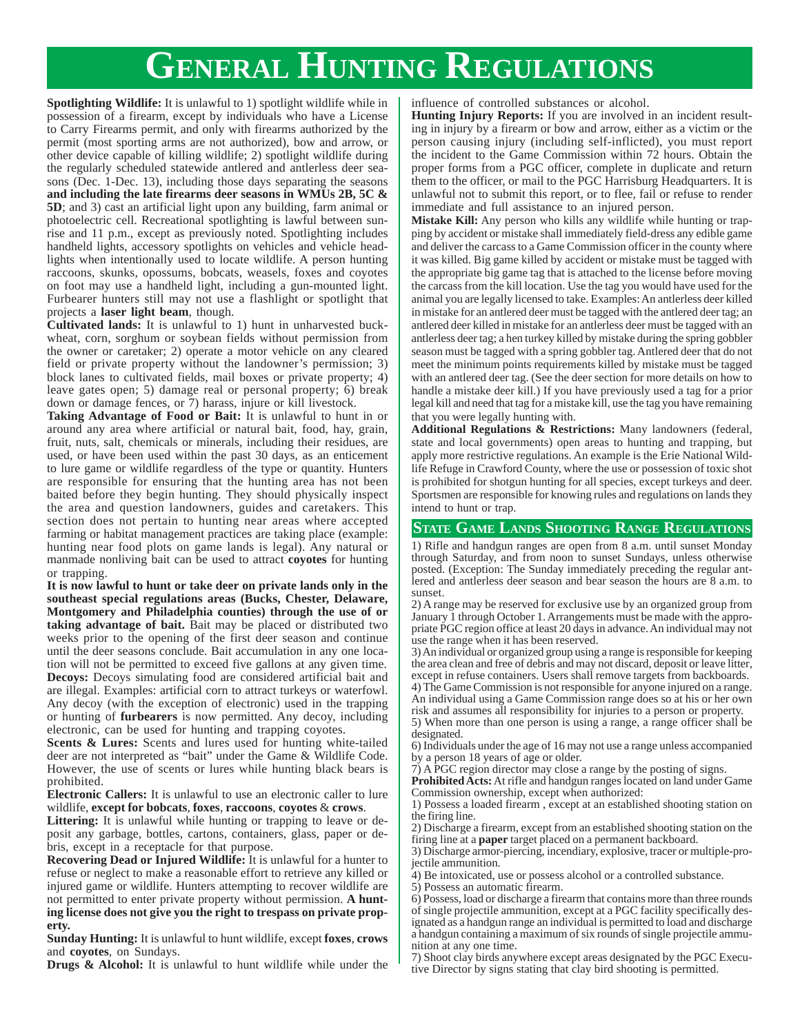# General Hunting Regulations

**Spotlighting Wildlife:** It is unlawful to 1) spotlight wildlife while in possession of a firearm, except by individuals who have a License to Carry Firearms permit, and only with firearms authorized by the permit (most sporting arms are not authorized), bow and arrow, or other device capable of killing wildlife; 2) spotlight wildlife during the regularly scheduled statewide antlered and antlerless deer seasons (Dec. 1-Dec. 13), including those days separating the seasons **and including the late firearms deer seasons in WMUs 2B, 5C & 5D**; and 3) cast an artificial light upon any building, farm animal or photoelectric cell. Recreational spotlighting is lawful between sunrise and 11 p.m., except as previously noted. Spotlighting includes handheld lights, accessory spotlights on vehicles and vehicle headlights when intentionally used to locate wildlife. A person hunting raccoons, skunks, opossums, bobcats, weasels, foxes and coyotes on foot may use a handheld light, including a gun-mounted light. Furbearer hunters still may not use a flashlight or spotlight that projects a **laser light beam**, though.

**Cultivated lands:** It is unlawful to 1) hunt in unharvested buckwheat, corn, sorghum or soybean fields without permission from the owner or caretaker; 2) operate a motor vehicle on any cleared field or private property without the landowner's permission; 3) block lanes to cultivated fields, mail boxes or private property; 4) leave gates open; 5) damage real or personal property; 6) break down or damage fences, or 7) harass, injure or kill livestock.

**Taking Advantage of Food or Bait:** It is unlawful to hunt in or around any area where artificial or natural bait, food, hay, grain, fruit, nuts, salt, chemicals or minerals, including their residues, are used, or have been used within the past 30 days, as an enticement to lure game or wildlife regardless of the type or quantity. Hunters are responsible for ensuring that the hunting area has not been baited before they begin hunting. They should physically inspect the area and question landowners, guides and caretakers. This section does not pertain to hunting near areas where accepted farming or habitat management practices are taking place (example: hunting near food plots on game lands is legal). Any natural or manmade nonliving bait can be used to attract **coyotes** for hunting or trapping.

**It is now lawful to hunt or take deer on private lands only in the southeast special regulations areas (Bucks, Chester, Delaware, Montgomery and Philadelphia counties) through the use of or taking advantage of bait.** Bait may be placed or distributed two weeks prior to the opening of the first deer season and continue until the deer seasons conclude. Bait accumulation in any one location will not be permitted to exceed five gallons at any given time.

**Decoys:** Decoys simulating food are considered artificial bait and are illegal. Examples: artificial corn to attract turkeys or waterfowl. Any decoy (with the exception of electronic) used in the trapping or hunting of **furbearers** is now permitted. Any decoy, including electronic, can be used for hunting and trapping coyotes.

**Scents & Lures:** Scents and lures used for hunting white-tailed deer are not interpreted as "bait" under the Game & Wildlife Code. However, the use of scents or lures while hunting black bears is prohibited.

**Electronic Callers:** It is unlawful to use an electronic caller to lure wildlife, **except for bobcats**, **foxes**, **raccoons**, **coyotes** & **crows**.

**Littering:** It is unlawful while hunting or trapping to leave or deposit any garbage, bottles, cartons, containers, glass, paper or debris, except in a receptacle for that purpose.

**Recovering Dead or Injured Wildlife:** It is unlawful for a hunter to refuse or neglect to make a reasonable effort to retrieve any killed or injured game or wildlife. Hunters attempting to recover wildlife are not permitted to enter private property without permission. **A hunting license does not give you the right to trespass on private property.**

**Sunday Hunting:** It is unlawful to hunt wildlife, except **foxes**, **crows** and **coyotes**, on Sundays.

**Drugs & Alcohol:** It is unlawful to hunt wildlife while under the influence of controlled substances or alcohol.

**Hunting Injury Reports:** If you are involved in an incident resulting in injury by a firearm or bow and arrow, either as a victim or the person causing injury (including self-inflicted), you must report the incident to the Game Commission within 72 hours. Obtain the proper forms from a PGC officer, complete in duplicate and return them to the officer, or mail to the PGC Harrisburg Headquarters. It is unlawful not to submit this report, or to flee, fail or refuse to render immediate and full assistance to an injured person.

**Mistake Kill:** Any person who kills any wildlife while hunting or trapping by accident or mistake shall immediately field-dress any edible game and deliver the carcass to a Game Commission officer in the county where it was killed. Big game killed by accident or mistake must be tagged with the appropriate big game tag that is attached to the license before moving the carcass from the kill location. Use the tag you would have used for the animal you are legally licensed to take. Examples: An antlerless deer killed in mistake for an antlered deer must be tagged with the antlered deer tag; an antlered deer killed in mistake for an antlerless deer must be tagged with an antlerless deer tag; a hen turkey killed by mistake during the spring gobbler season must be tagged with a spring gobbler tag. Antlered deer that do not meet the minimum points requirements killed by mistake must be tagged with an antlered deer tag. (See the deer section for more details on how to handle a mistake deer kill.) If you have previously used a tag for a prior legal kill and need that tag for a mistake kill, use the tag you have remaining that you were legally hunting with.

**Additional Regulations & Restrictions:** Many landowners (federal, state and local governments) open areas to hunting and trapping, but apply more restrictive regulations. An example is the Erie National Wildlife Refuge in Crawford County, where the use or possession of toxic shot is prohibited for shotgun hunting for all species, except turkeys and deer. Sportsmen are responsible for knowing rules and regulations on lands they intend to hunt or trap.

## State Game Lands Shooting Range Regulations

1) Rifle and handgun ranges are open from 8 a.m. until sunset Monday through Saturday, and from noon to sunset Sundays, unless otherwise posted. (Exception: The Sunday immediately preceding the regular antlered and antlerless deer season and bear season the hours are 8 a.m. to sunset.

2) A range may be reserved for exclusive use by an organized group from January 1 through October 1. Arrangements must be made with the appropriate PGC region office at least 20 days in advance. An individual may not use the range when it has been reserved.

3) An individual or organized group using a range is responsible for keeping the area clean and free of debris and may not discard, deposit or leave litter, except in refuse containers. Users shall remove targets from backboards.

4) The Game Commission is not responsible for anyone injured on a range. An individual using a Game Commission range does so at his or her own risk and assumes all responsibility for injuries to a person or property.

5) When more than one person is using a range, a range officer shall be designated.

6) Individuals under the age of 16 may not use a range unless accompanied by a person 18 years of age or older.

7) A PGC region director may close a range by the posting of signs.

**Prohibited Acts:** At rifle and handgun ranges located on land under Game Commission ownership, except when authorized:

1) Possess a loaded firearm , except at an established shooting station on the firing line.

2) Discharge a firearm, except from an established shooting station on the firing line at a **paper** target placed on a permanent backboard.

3) Discharge armor-piercing, incendiary, explosive, tracer or multiple-projectile ammunition.

4) Be intoxicated, use or possess alcohol or a controlled substance.

5) Possess an automatic firearm.

6) Possess, load or discharge a firearm that contains more than three rounds of single projectile ammunition, except at a PGC facility specifically designated as a handgun range an individual is permitted to load and discharge a handgun containing a maximum of six rounds of single projectile ammunition at any one time.

7) Shoot clay birds anywhere except areas designated by the PGC Executive Director by signs stating that clay bird shooting is permitted.